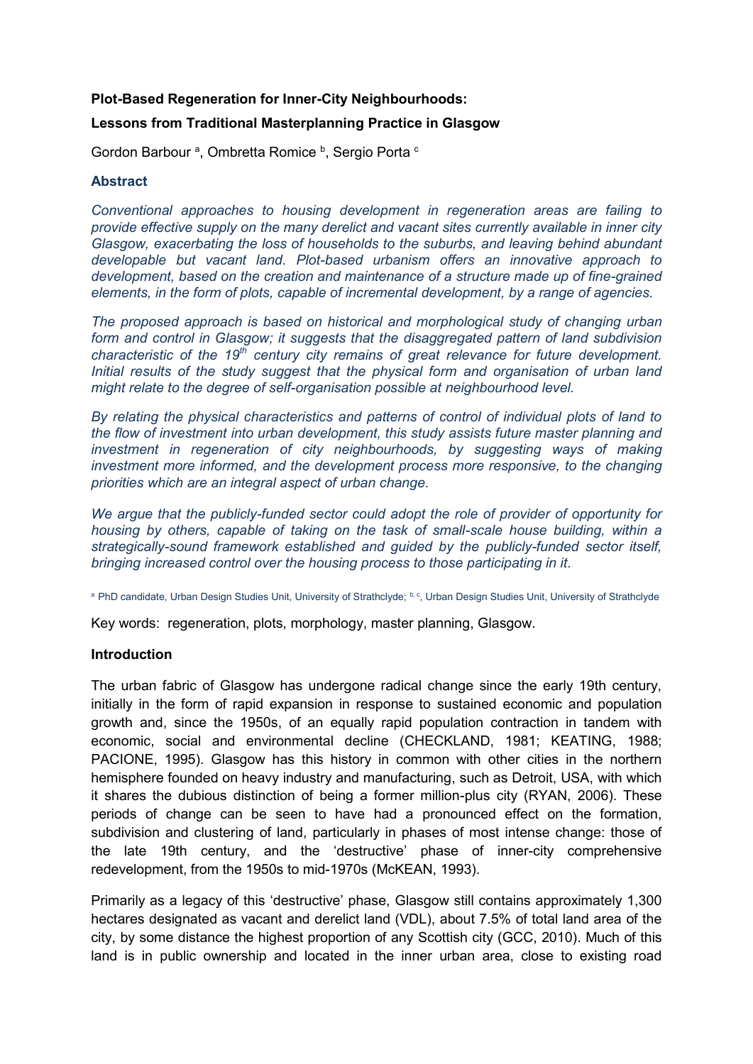**Plot-Based Regeneration for Inner-City Neighbourhoods:**

**Lessons from Traditional Masterplanning Practice in Glasgow**

Gordon Barbour [a], Ombretta Romice [b], Sergio Porta [c]

## Abstract

*Conventional approaches to housing development in regeneration areas are failing to provide effective supply on the many derelict and vacant sites currently available in inner city Glasgow, exacerbating the loss of households to the suburbs, and leaving behind abundant developable but vacant land. Plot-based urbanism offers an innovative approach to development, based on the creation and maintenance of a structure made up of fine-grained elements, in the form of plots, capable of incremental development, by a range of agencies.*

*The proposed approach is based on historical and morphological study of changing urban form and control in Glasgow; it suggests that the disaggregated pattern of land subdivision characteristic of the 19th century city remains of great relevance for future development. Initial results of the study suggest that the physical form and organisation of urban land might relate to the degree of self-organisation possible at neighbourhood level.*

*By relating the physical characteristics and patterns of control of individual plots of land to the flow of investment into urban development, this study assists future master planning and investment in regeneration of city neighbourhoods, by suggesting ways of making investment more informed, and the development process more responsive, to the changing priorities which are an integral aspect of urban change.*

*We argue that the publicly-funded sector could adopt the role of provider of opportunity for housing by others, capable of taking on the task of small-scale house building, within a strategically-sound framework established and guided by the publicly-funded sector itself, bringing increased control over the housing process to those participating in it.*

[a] PhD candidate, Urban Design Studies Unit, University of Strathclyde; [b, c], Urban Design Studies Unit, University of Strathclyde

Key words: regeneration, plots, morphology, master planning, Glasgow.

## Introduction

The urban fabric of Glasgow has undergone radical change since the early 19th century, initially in the form of rapid expansion in response to sustained economic and population growth and, since the 1950s, of an equally rapid population contraction in tandem with economic, social and environmental decline (CHECKLAND, 1981; KEATING, 1988; PACIONE, 1995). Glasgow has this history in common with other cities in the northern hemisphere founded on heavy industry and manufacturing, such as Detroit, USA, with which it shares the dubious distinction of being a former million-plus city (RYAN, 2006). These periods of change can be seen to have had a pronounced effect on the formation, subdivision and clustering of land, particularly in phases of most intense change: those of the late 19th century, and the 'destructive' phase of inner-city comprehensive redevelopment, from the 1950s to mid-1970s (McKEAN, 1993).

Primarily as a legacy of this 'destructive' phase, Glasgow still contains approximately 1,300 hectares designated as vacant and derelict land (VDL), about 7.5% of total land area of the city, by some distance the highest proportion of any Scottish city (GCC, 2010). Much of this land is in public ownership and located in the inner urban area, close to existing road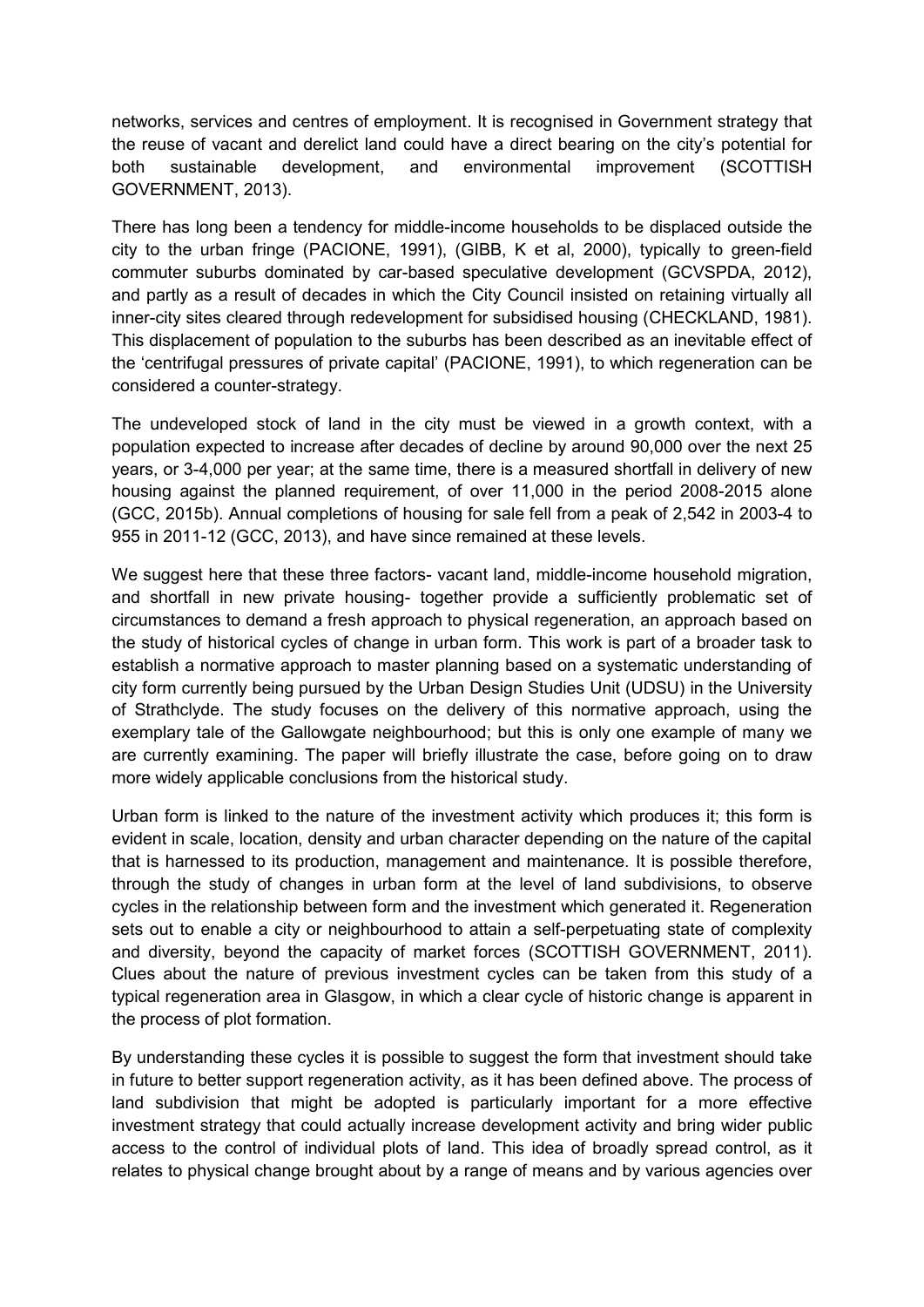networks, services and centres of employment. It is recognised in Government strategy that the reuse of vacant and derelict land could have a direct bearing on the city's potential for both sustainable development, and environmental improvement (SCOTTISH GOVERNMENT, 2013).

There has long been a tendency for middle-income households to be displaced outside the city to the urban fringe (PACIONE, 1991), (GIBB, K et al, 2000), typically to green-field commuter suburbs dominated by car-based speculative development (GCVSPDA, 2012), and partly as a result of decades in which the City Council insisted on retaining virtually all inner-city sites cleared through redevelopment for subsidised housing (CHECKLAND, 1981). This displacement of population to the suburbs has been described as an inevitable effect of the 'centrifugal pressures of private capital' (PACIONE, 1991), to which regeneration can be considered a counter-strategy.

The undeveloped stock of land in the city must be viewed in a growth context, with a population expected to increase after decades of decline by around 90,000 over the next 25 years, or 3-4,000 per year; at the same time, there is a measured shortfall in delivery of new housing against the planned requirement, of over 11,000 in the period 2008-2015 alone (GCC, 2015b). Annual completions of housing for sale fell from a peak of 2,542 in 2003-4 to 955 in 2011-12 (GCC, 2013), and have since remained at these levels.

We suggest here that these three factors- vacant land, middle-income household migration, and shortfall in new private housing- together provide a sufficiently problematic set of circumstances to demand a fresh approach to physical regeneration, an approach based on the study of historical cycles of change in urban form. This work is part of a broader task to establish a normative approach to master planning based on a systematic understanding of city form currently being pursued by the Urban Design Studies Unit (UDSU) in the University of Strathclyde. The study focuses on the delivery of this normative approach, using the exemplary tale of the Gallowgate neighbourhood; but this is only one example of many we are currently examining. The paper will briefly illustrate the case, before going on to draw more widely applicable conclusions from the historical study.

Urban form is linked to the nature of the investment activity which produces it; this form is evident in scale, location, density and urban character depending on the nature of the capital that is harnessed to its production, management and maintenance. It is possible therefore, through the study of changes in urban form at the level of land subdivisions, to observe cycles in the relationship between form and the investment which generated it. Regeneration sets out to enable a city or neighbourhood to attain a self-perpetuating state of complexity and diversity, beyond the capacity of market forces (SCOTTISH GOVERNMENT, 2011). Clues about the nature of previous investment cycles can be taken from this study of a typical regeneration area in Glasgow, in which a clear cycle of historic change is apparent in the process of plot formation.

By understanding these cycles it is possible to suggest the form that investment should take in future to better support regeneration activity, as it has been defined above. The process of land subdivision that might be adopted is particularly important for a more effective investment strategy that could actually increase development activity and bring wider public access to the control of individual plots of land. This idea of broadly spread control, as it relates to physical change brought about by a range of means and by various agencies over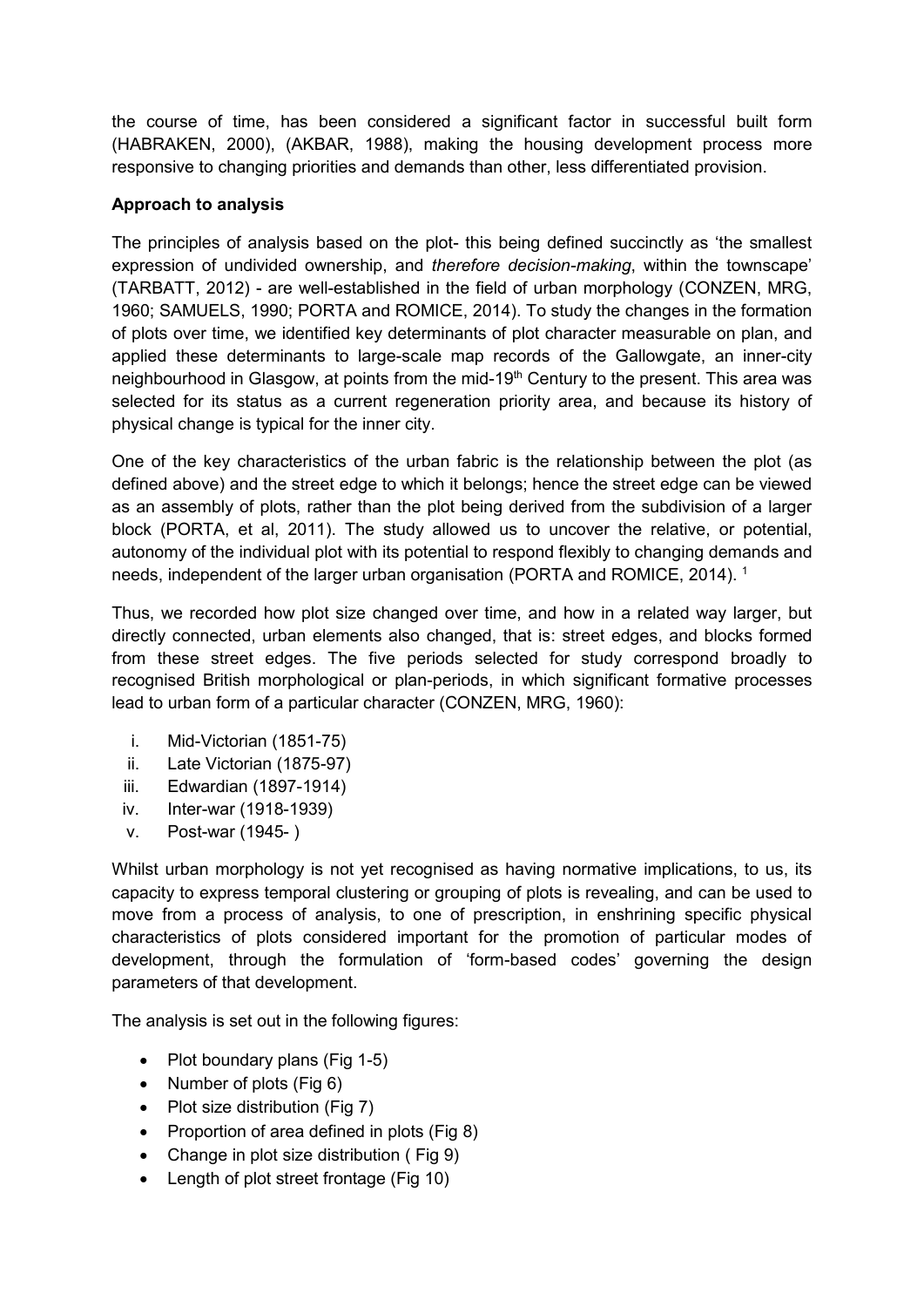the course of time, has been considered a significant factor in successful built form (HABRAKEN, 2000), (AKBAR, 1988), making the housing development process more responsive to changing priorities and demands than other, less differentiated provision.

**Approach to analysis**

The principles of analysis based on the plot- this being defined succinctly as 'the smallest expression of undivided ownership, and *therefore decision-making*, within the townscape' (TARBATT, 2012) - are well-established in the field of urban morphology (CONZEN, MRG, 1960; SAMUELS, 1990; PORTA and ROMICE, 2014). To study the changes in the formation of plots over time, we identified key determinants of plot character measurable on plan, and applied these determinants to large-scale map records of the Gallowgate, an inner-city neighbourhood in Glasgow, at points from the mid-19th Century to the present. This area was selected for its status as a current regeneration priority area, and because its history of physical change is typical for the inner city.

One of the key characteristics of the urban fabric is the relationship between the plot (as defined above) and the street edge to which it belongs; hence the street edge can be viewed as an assembly of plots, rather than the plot being derived from the subdivision of a larger block (PORTA, et al, 2011). The study allowed us to uncover the relative, or potential, autonomy of the individual plot with its potential to respond flexibly to changing demands and needs, independent of the larger urban organisation (PORTA and ROMICE, 2014). [1]

Thus, we recorded how plot size changed over time, and how in a related way larger, but directly connected, urban elements also changed, that is: street edges, and blocks formed from these street edges. The five periods selected for study correspond broadly to recognised British morphological or plan-periods, in which significant formative processes lead to urban form of a particular character (CONZEN, MRG, 1960):

i. Mid-Victorian (1851-75)
ii. Late Victorian (1875-97)
iii. Edwardian (1897-1914)
iv. Inter-war (1918-1939)
v. Post-war (1945- )

Whilst urban morphology is not yet recognised as having normative implications, to us, its capacity to express temporal clustering or grouping of plots is revealing, and can be used to move from a process of analysis, to one of prescription, in enshrining specific physical characteristics of plots considered important for the promotion of particular modes of development, through the formulation of 'form-based codes' governing the design parameters of that development.

The analysis is set out in the following figures:

- Plot boundary plans (Fig 1-5)
- Number of plots (Fig 6)
- Plot size distribution (Fig 7)
- Proportion of area defined in plots (Fig 8)
- Change in plot size distribution ( Fig 9)
- Length of plot street frontage (Fig 10)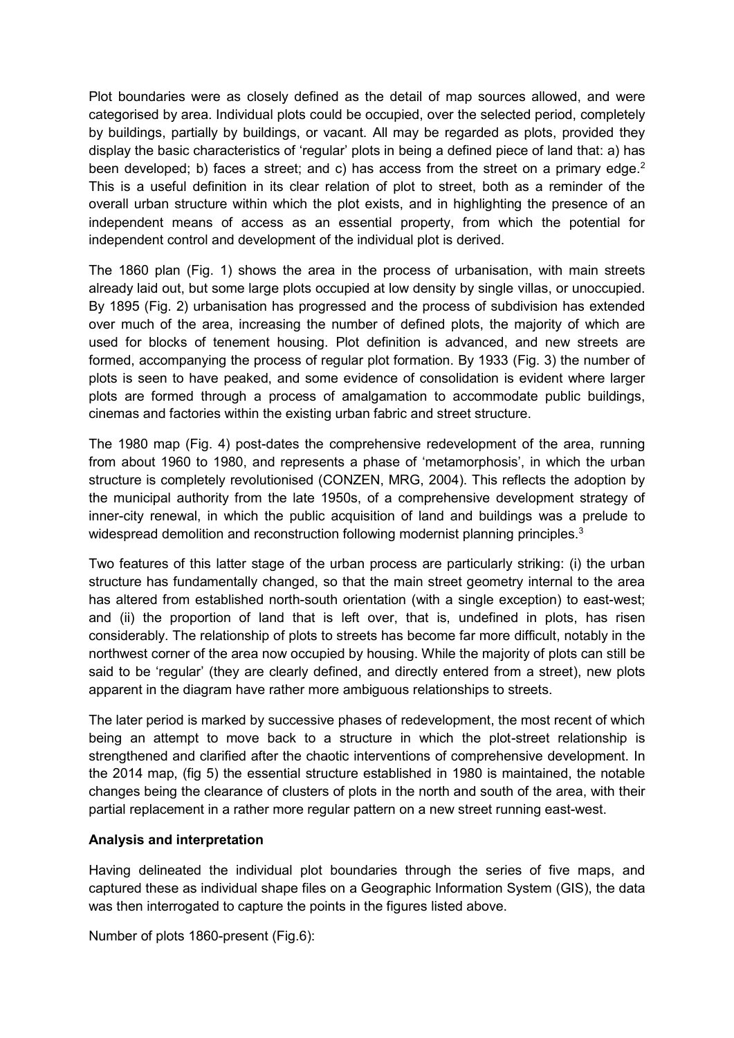Plot boundaries were as closely defined as the detail of map sources allowed, and were categorised by area. Individual plots could be occupied, over the selected period, completely by buildings, partially by buildings, or vacant. All may be regarded as plots, provided they display the basic characteristics of 'regular' plots in being a defined piece of land that: a) has been developed; b) faces a street; and c) has access from the street on a primary edge.[2] This is a useful definition in its clear relation of plot to street, both as a reminder of the overall urban structure within which the plot exists, and in highlighting the presence of an independent means of access as an essential property, from which the potential for independent control and development of the individual plot is derived.

The 1860 plan (Fig. 1) shows the area in the process of urbanisation, with main streets already laid out, but some large plots occupied at low density by single villas, or unoccupied. By 1895 (Fig. 2) urbanisation has progressed and the process of subdivision has extended over much of the area, increasing the number of defined plots, the majority of which are used for blocks of tenement housing. Plot definition is advanced, and new streets are formed, accompanying the process of regular plot formation. By 1933 (Fig. 3) the number of plots is seen to have peaked, and some evidence of consolidation is evident where larger plots are formed through a process of amalgamation to accommodate public buildings, cinemas and factories within the existing urban fabric and street structure.

The 1980 map (Fig. 4) post-dates the comprehensive redevelopment of the area, running from about 1960 to 1980, and represents a phase of 'metamorphosis', in which the urban structure is completely revolutionised (CONZEN, MRG, 2004). This reflects the adoption by the municipal authority from the late 1950s, of a comprehensive development strategy of inner-city renewal, in which the public acquisition of land and buildings was a prelude to widespread demolition and reconstruction following modernist planning principles.[3]

Two features of this latter stage of the urban process are particularly striking: (i) the urban structure has fundamentally changed, so that the main street geometry internal to the area has altered from established north-south orientation (with a single exception) to east-west; and (ii) the proportion of land that is left over, that is, undefined in plots, has risen considerably. The relationship of plots to streets has become far more difficult, notably in the northwest corner of the area now occupied by housing. While the majority of plots can still be said to be 'regular' (they are clearly defined, and directly entered from a street), new plots apparent in the diagram have rather more ambiguous relationships to streets.

The later period is marked by successive phases of redevelopment, the most recent of which being an attempt to move back to a structure in which the plot-street relationship is strengthened and clarified after the chaotic interventions of comprehensive development. In the 2014 map, (fig 5) the essential structure established in 1980 is maintained, the notable changes being the clearance of clusters of plots in the north and south of the area, with their partial replacement in a rather more regular pattern on a new street running east-west.

**Analysis and interpretation**

Having delineated the individual plot boundaries through the series of five maps, and captured these as individual shape files on a Geographic Information System (GIS), the data was then interrogated to capture the points in the figures listed above.

Number of plots 1860-present (Fig.6):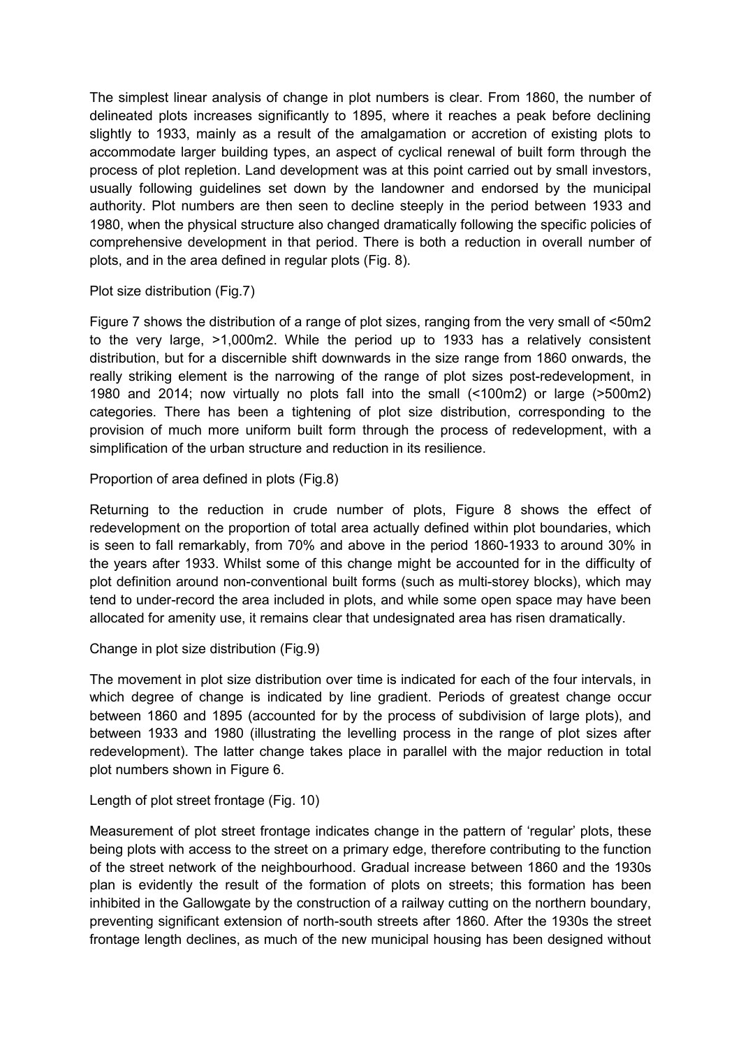The simplest linear analysis of change in plot numbers is clear. From 1860, the number of delineated plots increases significantly to 1895, where it reaches a peak before declining slightly to 1933, mainly as a result of the amalgamation or accretion of existing plots to accommodate larger building types, an aspect of cyclical renewal of built form through the process of plot repletion. Land development was at this point carried out by small investors, usually following guidelines set down by the landowner and endorsed by the municipal authority. Plot numbers are then seen to decline steeply in the period between 1933 and 1980, when the physical structure also changed dramatically following the specific policies of comprehensive development in that period. There is both a reduction in overall number of plots, and in the area defined in regular plots (Fig. 8).

Plot size distribution (Fig.7)

Figure 7 shows the distribution of a range of plot sizes, ranging from the very small of <50m2 to the very large, >1,000m2. While the period up to 1933 has a relatively consistent distribution, but for a discernible shift downwards in the size range from 1860 onwards, the really striking element is the narrowing of the range of plot sizes post-redevelopment, in 1980 and 2014; now virtually no plots fall into the small (<100m2) or large (>500m2) categories. There has been a tightening of plot size distribution, corresponding to the provision of much more uniform built form through the process of redevelopment, with a simplification of the urban structure and reduction in its resilience.

Proportion of area defined in plots (Fig.8)

Returning to the reduction in crude number of plots, Figure 8 shows the effect of redevelopment on the proportion of total area actually defined within plot boundaries, which is seen to fall remarkably, from 70% and above in the period 1860-1933 to around 30% in the years after 1933. Whilst some of this change might be accounted for in the difficulty of plot definition around non-conventional built forms (such as multi-storey blocks), which may tend to under-record the area included in plots, and while some open space may have been allocated for amenity use, it remains clear that undesignated area has risen dramatically.

Change in plot size distribution (Fig.9)

The movement in plot size distribution over time is indicated for each of the four intervals, in which degree of change is indicated by line gradient. Periods of greatest change occur between 1860 and 1895 (accounted for by the process of subdivision of large plots), and between 1933 and 1980 (illustrating the levelling process in the range of plot sizes after redevelopment). The latter change takes place in parallel with the major reduction in total plot numbers shown in Figure 6.

Length of plot street frontage (Fig. 10)

Measurement of plot street frontage indicates change in the pattern of 'regular' plots, these being plots with access to the street on a primary edge, therefore contributing to the function of the street network of the neighbourhood. Gradual increase between 1860 and the 1930s plan is evidently the result of the formation of plots on streets; this formation has been inhibited in the Gallowgate by the construction of a railway cutting on the northern boundary, preventing significant extension of north-south streets after 1860. After the 1930s the street frontage length declines, as much of the new municipal housing has been designed without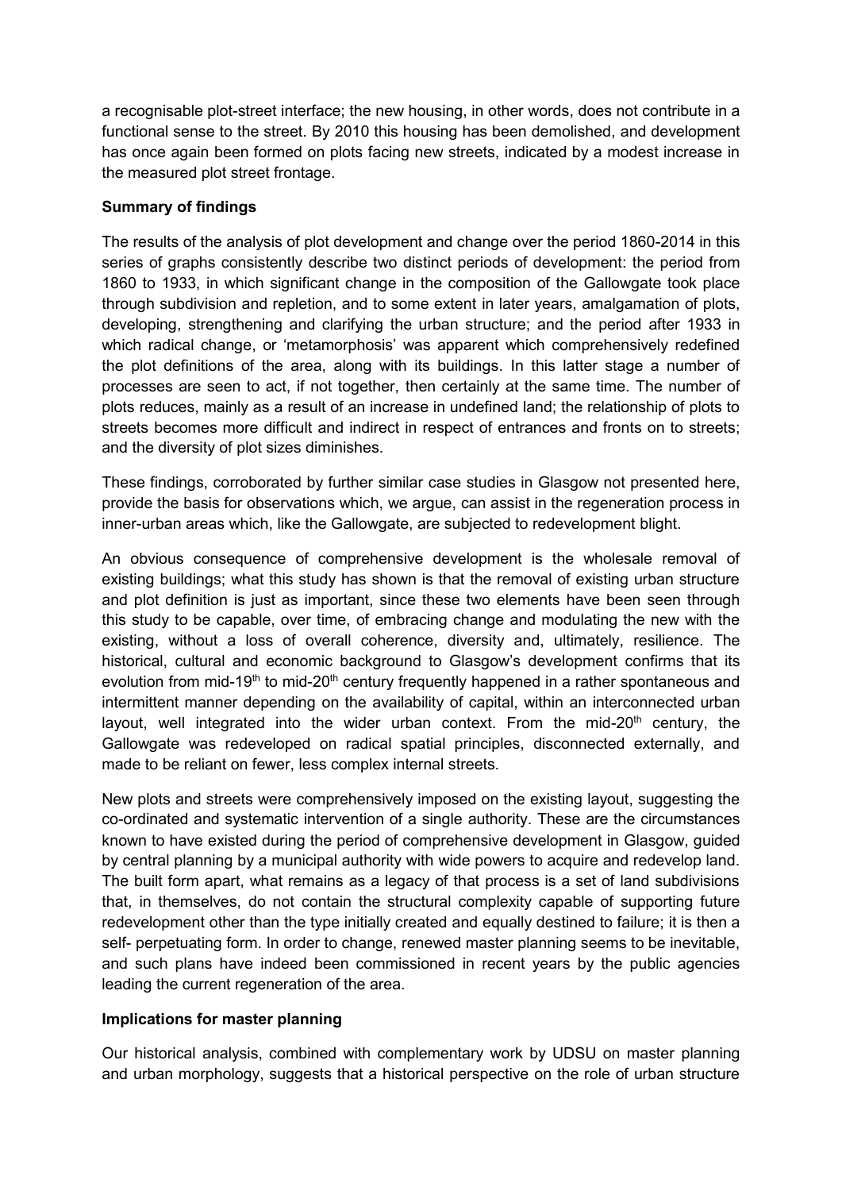a recognisable plot-street interface; the new housing, in other words, does not contribute in a functional sense to the street. By 2010 this housing has been demolished, and development has once again been formed on plots facing new streets, indicated by a modest increase in the measured plot street frontage.

**Summary of findings**

The results of the analysis of plot development and change over the period 1860-2014 in this series of graphs consistently describe two distinct periods of development: the period from 1860 to 1933, in which significant change in the composition of the Gallowgate took place through subdivision and repletion, and to some extent in later years, amalgamation of plots, developing, strengthening and clarifying the urban structure; and the period after 1933 in which radical change, or 'metamorphosis' was apparent which comprehensively redefined the plot definitions of the area, along with its buildings. In this latter stage a number of processes are seen to act, if not together, then certainly at the same time. The number of plots reduces, mainly as a result of an increase in undefined land; the relationship of plots to streets becomes more difficult and indirect in respect of entrances and fronts on to streets; and the diversity of plot sizes diminishes.

These findings, corroborated by further similar case studies in Glasgow not presented here, provide the basis for observations which, we argue, can assist in the regeneration process in inner-urban areas which, like the Gallowgate, are subjected to redevelopment blight.

An obvious consequence of comprehensive development is the wholesale removal of existing buildings; what this study has shown is that the removal of existing urban structure and plot definition is just as important, since these two elements have been seen through this study to be capable, over time, of embracing change and modulating the new with the existing, without a loss of overall coherence, diversity and, ultimately, resilience. The historical, cultural and economic background to Glasgow's development confirms that its evolution from mid-19th to mid-20th century frequently happened in a rather spontaneous and intermittent manner depending on the availability of capital, within an interconnected urban layout, well integrated into the wider urban context. From the mid-20th century, the Gallowgate was redeveloped on radical spatial principles, disconnected externally, and made to be reliant on fewer, less complex internal streets.

New plots and streets were comprehensively imposed on the existing layout, suggesting the co-ordinated and systematic intervention of a single authority. These are the circumstances known to have existed during the period of comprehensive development in Glasgow, guided by central planning by a municipal authority with wide powers to acquire and redevelop land. The built form apart, what remains as a legacy of that process is a set of land subdivisions that, in themselves, do not contain the structural complexity capable of supporting future redevelopment other than the type initially created and equally destined to failure; it is then a self- perpetuating form. In order to change, renewed master planning seems to be inevitable, and such plans have indeed been commissioned in recent years by the public agencies leading the current regeneration of the area.

**Implications for master planning**

Our historical analysis, combined with complementary work by UDSU on master planning and urban morphology, suggests that a historical perspective on the role of urban structure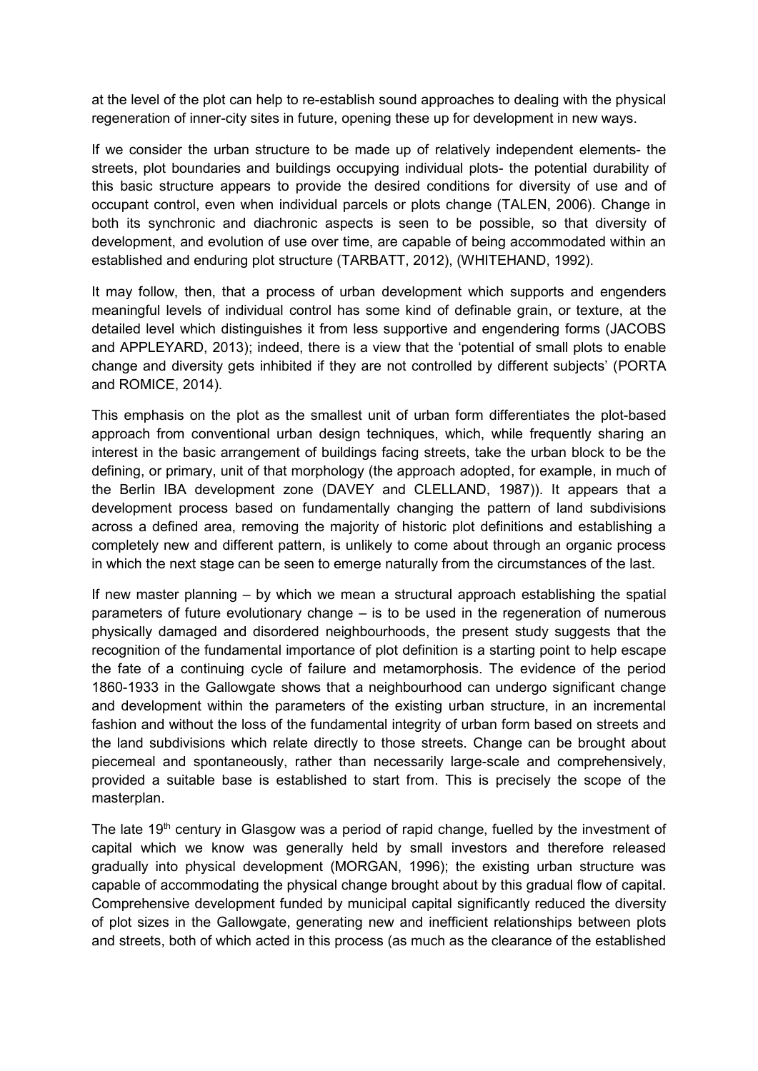at the level of the plot can help to re-establish sound approaches to dealing with the physical regeneration of inner-city sites in future, opening these up for development in new ways.

If we consider the urban structure to be made up of relatively independent elements- the streets, plot boundaries and buildings occupying individual plots- the potential durability of this basic structure appears to provide the desired conditions for diversity of use and of occupant control, even when individual parcels or plots change (TALEN, 2006). Change in both its synchronic and diachronic aspects is seen to be possible, so that diversity of development, and evolution of use over time, are capable of being accommodated within an established and enduring plot structure (TARBATT, 2012), (WHITEHAND, 1992).

It may follow, then, that a process of urban development which supports and engenders meaningful levels of individual control has some kind of definable grain, or texture, at the detailed level which distinguishes it from less supportive and engendering forms (JACOBS and APPLEYARD, 2013); indeed, there is a view that the 'potential of small plots to enable change and diversity gets inhibited if they are not controlled by different subjects' (PORTA and ROMICE, 2014).

This emphasis on the plot as the smallest unit of urban form differentiates the plot-based approach from conventional urban design techniques, which, while frequently sharing an interest in the basic arrangement of buildings facing streets, take the urban block to be the defining, or primary, unit of that morphology (the approach adopted, for example, in much of the Berlin IBA development zone (DAVEY and CLELLAND, 1987)). It appears that a development process based on fundamentally changing the pattern of land subdivisions across a defined area, removing the majority of historic plot definitions and establishing a completely new and different pattern, is unlikely to come about through an organic process in which the next stage can be seen to emerge naturally from the circumstances of the last.

If new master planning – by which we mean a structural approach establishing the spatial parameters of future evolutionary change – is to be used in the regeneration of numerous physically damaged and disordered neighbourhoods, the present study suggests that the recognition of the fundamental importance of plot definition is a starting point to help escape the fate of a continuing cycle of failure and metamorphosis. The evidence of the period 1860-1933 in the Gallowgate shows that a neighbourhood can undergo significant change and development within the parameters of the existing urban structure, in an incremental fashion and without the loss of the fundamental integrity of urban form based on streets and the land subdivisions which relate directly to those streets. Change can be brought about piecemeal and spontaneously, rather than necessarily large-scale and comprehensively, provided a suitable base is established to start from. This is precisely the scope of the masterplan.

The late 19th century in Glasgow was a period of rapid change, fuelled by the investment of capital which we know was generally held by small investors and therefore released gradually into physical development (MORGAN, 1996); the existing urban structure was capable of accommodating the physical change brought about by this gradual flow of capital. Comprehensive development funded by municipal capital significantly reduced the diversity of plot sizes in the Gallowgate, generating new and inefficient relationships between plots and streets, both of which acted in this process (as much as the clearance of the established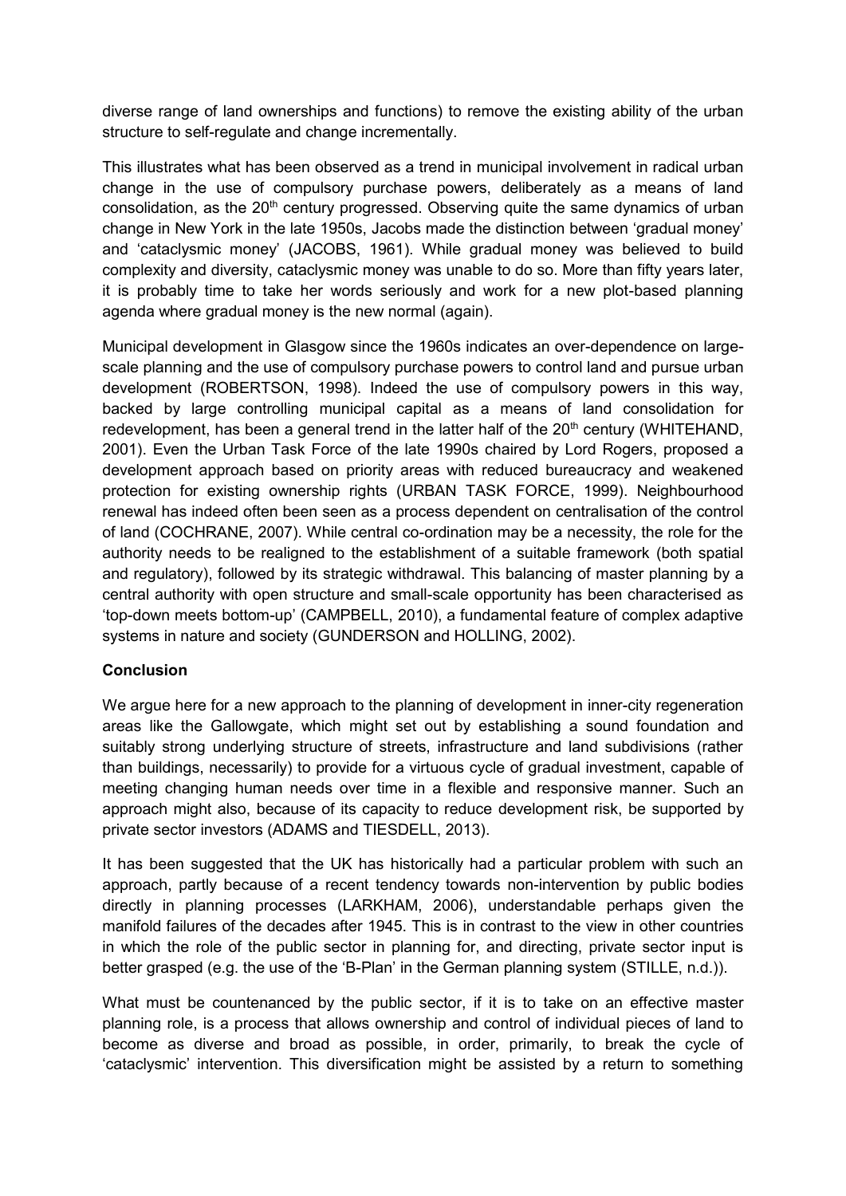diverse range of land ownerships and functions) to remove the existing ability of the urban structure to self-regulate and change incrementally.

This illustrates what has been observed as a trend in municipal involvement in radical urban change in the use of compulsory purchase powers, deliberately as a means of land consolidation, as the 20th century progressed. Observing quite the same dynamics of urban change in New York in the late 1950s, Jacobs made the distinction between 'gradual money' and 'cataclysmic money' (JACOBS, 1961). While gradual money was believed to build complexity and diversity, cataclysmic money was unable to do so. More than fifty years later, it is probably time to take her words seriously and work for a new plot-based planning agenda where gradual money is the new normal (again).

Municipal development in Glasgow since the 1960s indicates an over-dependence on large-scale planning and the use of compulsory purchase powers to control land and pursue urban development (ROBERTSON, 1998). Indeed the use of compulsory powers in this way, backed by large controlling municipal capital as a means of land consolidation for redevelopment, has been a general trend in the latter half of the 20th century (WHITEHAND, 2001). Even the Urban Task Force of the late 1990s chaired by Lord Rogers, proposed a development approach based on priority areas with reduced bureaucracy and weakened protection for existing ownership rights (URBAN TASK FORCE, 1999). Neighbourhood renewal has indeed often been seen as a process dependent on centralisation of the control of land (COCHRANE, 2007). While central co-ordination may be a necessity, the role for the authority needs to be realigned to the establishment of a suitable framework (both spatial and regulatory), followed by its strategic withdrawal. This balancing of master planning by a central authority with open structure and small-scale opportunity has been characterised as 'top-down meets bottom-up' (CAMPBELL, 2010), a fundamental feature of complex adaptive systems in nature and society (GUNDERSON and HOLLING, 2002).

## Conclusion

We argue here for a new approach to the planning of development in inner-city regeneration areas like the Gallowgate, which might set out by establishing a sound foundation and suitably strong underlying structure of streets, infrastructure and land subdivisions (rather than buildings, necessarily) to provide for a virtuous cycle of gradual investment, capable of meeting changing human needs over time in a flexible and responsive manner. Such an approach might also, because of its capacity to reduce development risk, be supported by private sector investors (ADAMS and TIESDELL, 2013).

It has been suggested that the UK has historically had a particular problem with such an approach, partly because of a recent tendency towards non-intervention by public bodies directly in planning processes (LARKHAM, 2006), understandable perhaps given the manifold failures of the decades after 1945. This is in contrast to the view in other countries in which the role of the public sector in planning for, and directing, private sector input is better grasped (e.g. the use of the 'B-Plan' in the German planning system (STILLE, n.d.)).

What must be countenanced by the public sector, if it is to take on an effective master planning role, is a process that allows ownership and control of individual pieces of land to become as diverse and broad as possible, in order, primarily, to break the cycle of 'cataclysmic' intervention. This diversification might be assisted by a return to something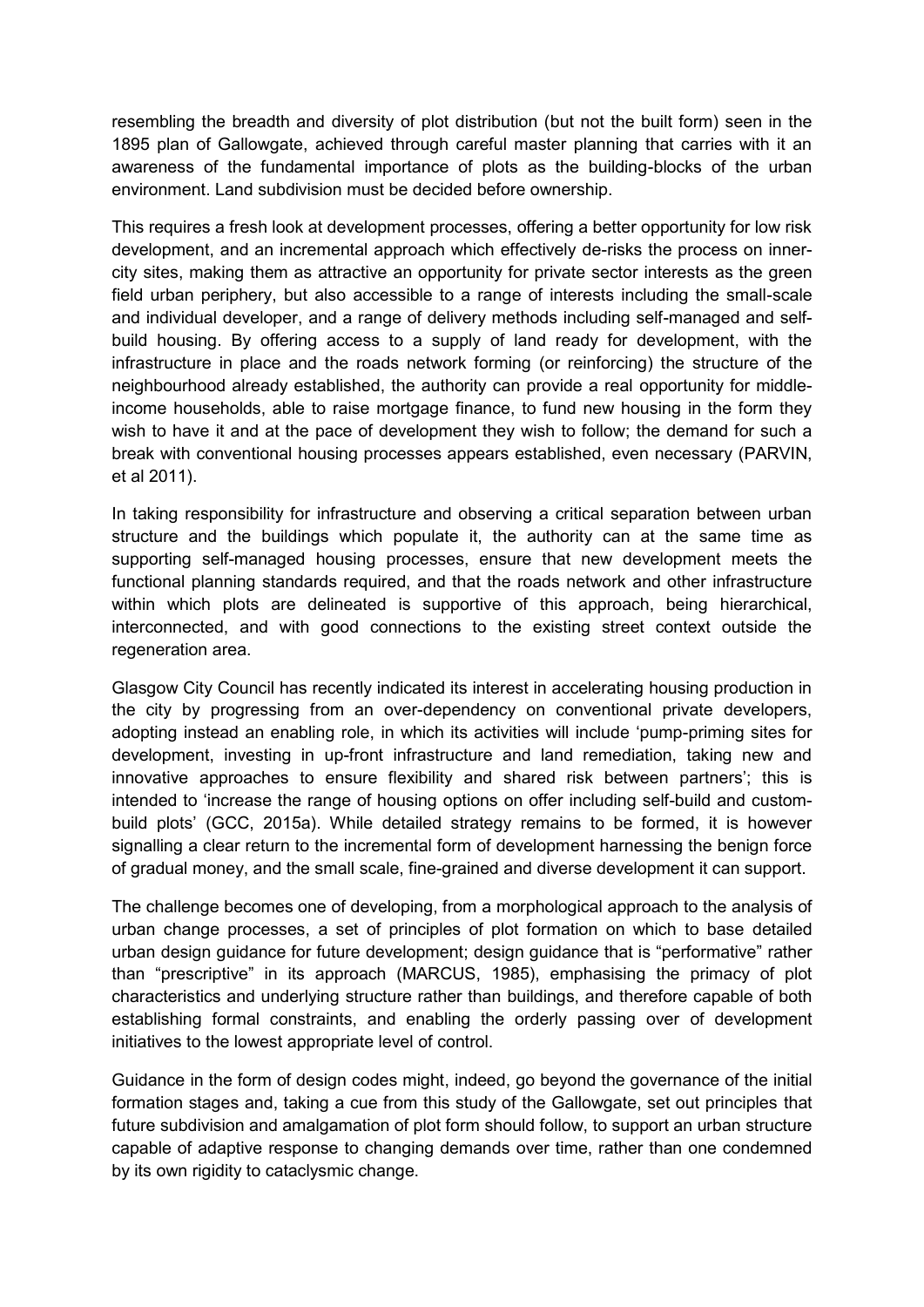resembling the breadth and diversity of plot distribution (but not the built form) seen in the 1895 plan of Gallowgate, achieved through careful master planning that carries with it an awareness of the fundamental importance of plots as the building-blocks of the urban environment. Land subdivision must be decided before ownership.

This requires a fresh look at development processes, offering a better opportunity for low risk development, and an incremental approach which effectively de-risks the process on inner-city sites, making them as attractive an opportunity for private sector interests as the green field urban periphery, but also accessible to a range of interests including the small-scale and individual developer, and a range of delivery methods including self-managed and self-build housing. By offering access to a supply of land ready for development, with the infrastructure in place and the roads network forming (or reinforcing) the structure of the neighbourhood already established, the authority can provide a real opportunity for middle-income households, able to raise mortgage finance, to fund new housing in the form they wish to have it and at the pace of development they wish to follow; the demand for such a break with conventional housing processes appears established, even necessary (PARVIN, et al 2011).

In taking responsibility for infrastructure and observing a critical separation between urban structure and the buildings which populate it, the authority can at the same time as supporting self-managed housing processes, ensure that new development meets the functional planning standards required, and that the roads network and other infrastructure within which plots are delineated is supportive of this approach, being hierarchical, interconnected, and with good connections to the existing street context outside the regeneration area.

Glasgow City Council has recently indicated its interest in accelerating housing production in the city by progressing from an over-dependency on conventional private developers, adopting instead an enabling role, in which its activities will include 'pump-priming sites for development, investing in up-front infrastructure and land remediation, taking new and innovative approaches to ensure flexibility and shared risk between partners'; this is intended to 'increase the range of housing options on offer including self-build and custom-build plots' (GCC, 2015a). While detailed strategy remains to be formed, it is however signalling a clear return to the incremental form of development harnessing the benign force of gradual money, and the small scale, fine-grained and diverse development it can support.

The challenge becomes one of developing, from a morphological approach to the analysis of urban change processes, a set of principles of plot formation on which to base detailed urban design guidance for future development; design guidance that is "performative" rather than "prescriptive" in its approach (MARCUS, 1985), emphasising the primacy of plot characteristics and underlying structure rather than buildings, and therefore capable of both establishing formal constraints, and enabling the orderly passing over of development initiatives to the lowest appropriate level of control.

Guidance in the form of design codes might, indeed, go beyond the governance of the initial formation stages and, taking a cue from this study of the Gallowgate, set out principles that future subdivision and amalgamation of plot form should follow, to support an urban structure capable of adaptive response to changing demands over time, rather than one condemned by its own rigidity to cataclysmic change.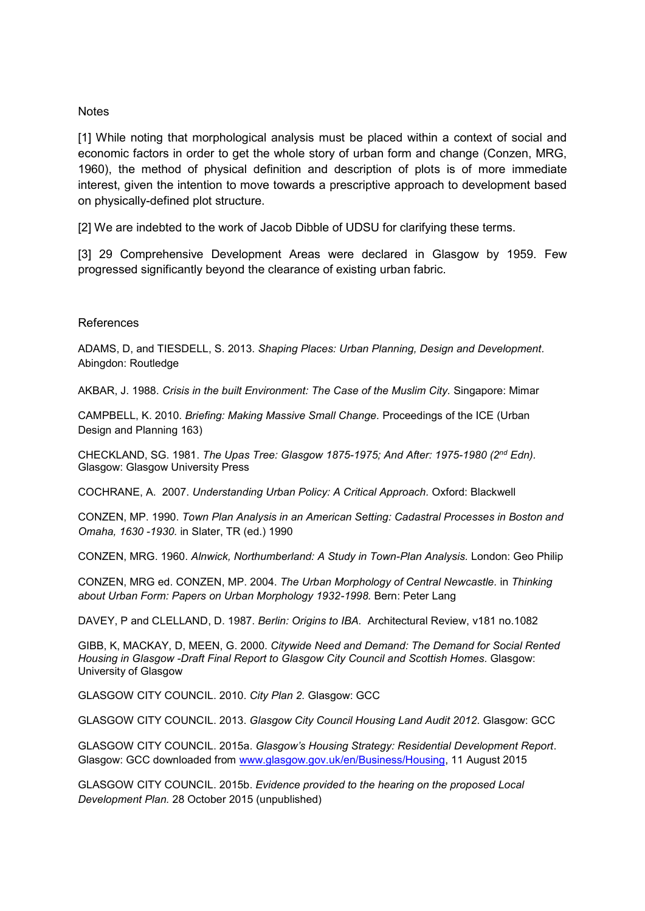## Notes

[1] While noting that morphological analysis must be placed within a context of social and economic factors in order to get the whole story of urban form and change (Conzen, MRG, 1960), the method of physical definition and description of plots is of more immediate interest, given the intention to move towards a prescriptive approach to development based on physically-defined plot structure.

[2] We are indebted to the work of Jacob Dibble of UDSU for clarifying these terms.

[3] 29 Comprehensive Development Areas were declared in Glasgow by 1959. Few progressed significantly beyond the clearance of existing urban fabric.

## References

ADAMS, D, and TIESDELL, S. 2013. *Shaping Places: Urban Planning, Design and Development.* Abingdon: Routledge

AKBAR, J. 1988. *Crisis in the built Environment: The Case of the Muslim City.* Singapore: Mimar

CAMPBELL, K. 2010. *Briefing: Making Massive Small Change.* Proceedings of the ICE (Urban Design and Planning 163)

CHECKLAND, SG. 1981. *The Upas Tree: Glasgow 1875-1975; And After: 1975-1980 (2nd Edn).* Glasgow: Glasgow University Press

COCHRANE, A. 2007. *Understanding Urban Policy: A Critical Approach.* Oxford: Blackwell

CONZEN, MP. 1990. *Town Plan Analysis in an American Setting: Cadastral Processes in Boston and Omaha, 1630 -1930.* in Slater, TR (ed.) 1990

CONZEN, MRG. 1960. *Alnwick, Northumberland: A Study in Town-Plan Analysis.* London: Geo Philip

CONZEN, MRG ed. CONZEN, MP. 2004. *The Urban Morphology of Central Newcastle.* in *Thinking about Urban Form: Papers on Urban Morphology 1932-1998.* Bern: Peter Lang

DAVEY, P and CLELLAND, D. 1987. *Berlin: Origins to IBA.* Architectural Review, v181 no.1082

GIBB, K, MACKAY, D, MEEN, G. 2000. *Citywide Need and Demand: The Demand for Social Rented Housing in Glasgow -Draft Final Report to Glasgow City Council and Scottish Homes.* Glasgow: University of Glasgow

GLASGOW CITY COUNCIL. 2010. *City Plan 2.* Glasgow: GCC

GLASGOW CITY COUNCIL. 2013. *Glasgow City Council Housing Land Audit 2012.* Glasgow: GCC

GLASGOW CITY COUNCIL. 2015a. *Glasgow's Housing Strategy: Residential Development Report*. Glasgow: GCC downloaded from www.glasgow.gov.uk/en/Business/Housing, 11 August 2015

GLASGOW CITY COUNCIL. 2015b. *Evidence provided to the hearing on the proposed Local Development Plan.* 28 October 2015 (unpublished)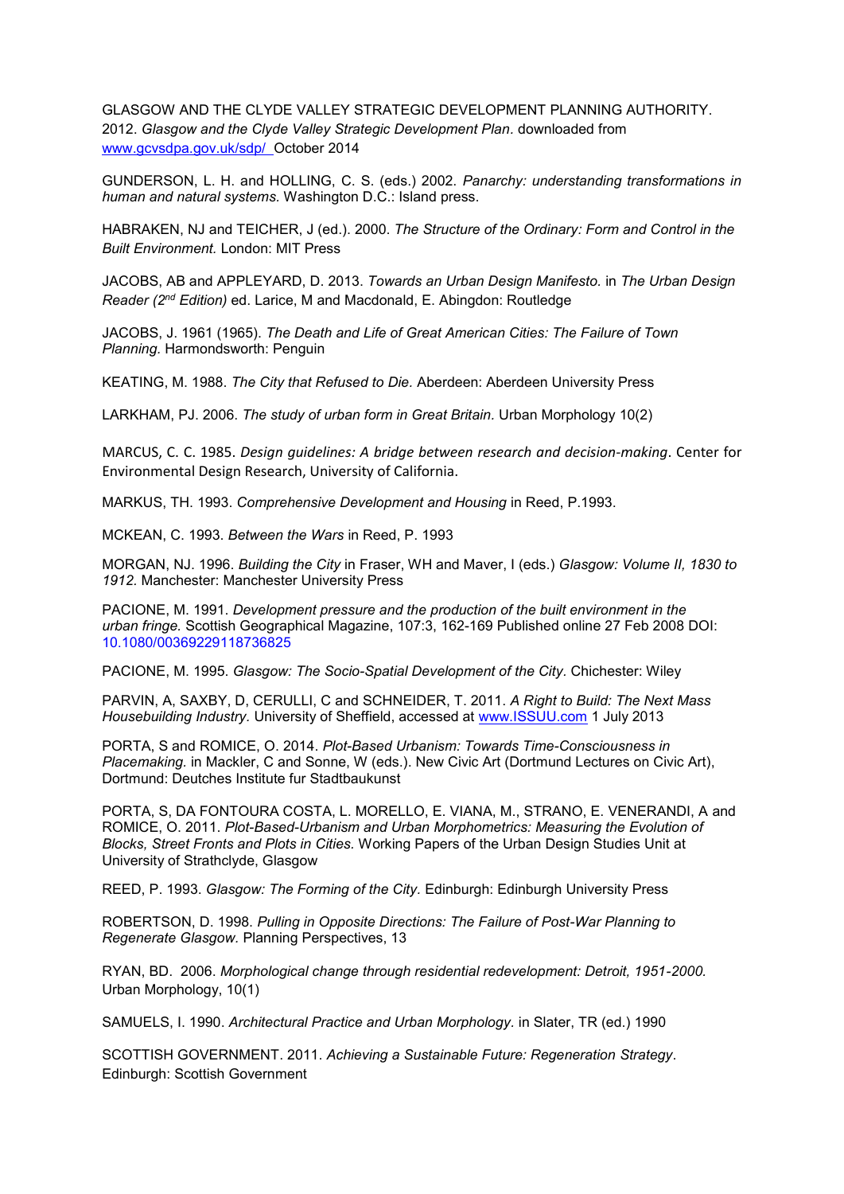GLASGOW AND THE CLYDE VALLEY STRATEGIC DEVELOPMENT PLANNING AUTHORITY. 2012. *Glasgow and the Clyde Valley Strategic Development Plan*. downloaded from www.gcvsdpa.gov.uk/sdp/ October 2014

GUNDERSON, L. H. and HOLLING, C. S. (eds.) 2002. *Panarchy: understanding transformations in human and natural systems*. Washington D.C.: Island press.

HABRAKEN, NJ and TEICHER, J (ed.). 2000. *The Structure of the Ordinary: Form and Control in the Built Environment.* London: MIT Press

JACOBS, AB and APPLEYARD, D. 2013. *Towards an Urban Design Manifesto.* in *The Urban Design Reader (2nd Edition)* ed. Larice, M and Macdonald, E. Abingdon: Routledge

JACOBS, J. 1961 (1965). *The Death and Life of Great American Cities: The Failure of Town Planning.* Harmondsworth: Penguin

KEATING, M. 1988. *The City that Refused to Die.* Aberdeen: Aberdeen University Press

LARKHAM, PJ. 2006. *The study of urban form in Great Britain.* Urban Morphology 10(2)

MARCUS, C. C. 1985. *Design guidelines: A bridge between research and decision-making*. Center for Environmental Design Research, University of California.

MARKUS, TH. 1993. *Comprehensive Development and Housing* in Reed, P.1993.

MCKEAN, C. 1993. *Between the Wars* in Reed, P. 1993

MORGAN, NJ. 1996. *Building the City* in Fraser, WH and Maver, I (eds.) *Glasgow: Volume II, 1830 to 1912.* Manchester: Manchester University Press

PACIONE, M. 1991. *Development pressure and the production of the built environment in the urban fringe.* Scottish Geographical Magazine, 107:3, 162-169 Published online 27 Feb 2008 DOI: 10.1080/00369229118736825

PACIONE, M. 1995. *Glasgow: The Socio-Spatial Development of the City.* Chichester: Wiley

PARVIN, A, SAXBY, D, CERULLI, C and SCHNEIDER, T. 2011. *A Right to Build: The Next Mass Housebuilding Industry.* University of Sheffield, accessed at www.ISSUU.com 1 July 2013

PORTA, S and ROMICE, O. 2014. *Plot-Based Urbanism: Towards Time-Consciousness in Placemaking.* in Mackler, C and Sonne, W (eds.). New Civic Art (Dortmund Lectures on Civic Art), Dortmund: Deutches Institute fur Stadtbaukunst

PORTA, S, DA FONTOURA COSTA, L. MORELLO, E. VIANA, M., STRANO, E. VENERANDI, A and ROMICE, O. 2011. *Plot-Based-Urbanism and Urban Morphometrics: Measuring the Evolution of Blocks, Street Fronts and Plots in Cities.* Working Papers of the Urban Design Studies Unit at University of Strathclyde, Glasgow

REED, P. 1993. *Glasgow: The Forming of the City.* Edinburgh: Edinburgh University Press

ROBERTSON, D. 1998. *Pulling in Opposite Directions: The Failure of Post-War Planning to Regenerate Glasgow.* Planning Perspectives, 13

RYAN, BD. 2006. *Morphological change through residential redevelopment: Detroit, 1951-2000.* Urban Morphology, 10(1)

SAMUELS, I. 1990. *Architectural Practice and Urban Morphology*. in Slater, TR (ed.) 1990

SCOTTISH GOVERNMENT. 2011. *Achieving a Sustainable Future: Regeneration Strategy*. Edinburgh: Scottish Government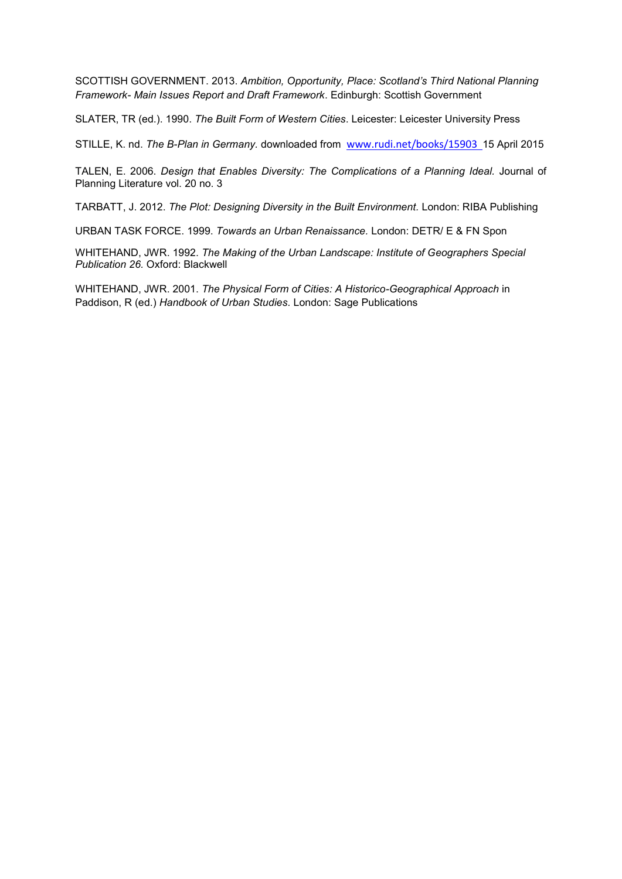SCOTTISH GOVERNMENT. 2013. *Ambition, Opportunity, Place: Scotland's Third National Planning Framework- Main Issues Report and Draft Framework*. Edinburgh: Scottish Government

SLATER, TR (ed.). 1990. *The Built Form of Western Cities*. Leicester: Leicester University Press

STILLE, K. nd. *The B-Plan in Germany.* downloaded from www.rudi.net/books/15903 15 April 2015

TALEN, E. 2006. *Design that Enables Diversity: The Complications of a Planning Ideal.* Journal of Planning Literature vol. 20 no. 3

TARBATT, J. 2012. *The Plot: Designing Diversity in the Built Environment.* London: RIBA Publishing

URBAN TASK FORCE. 1999. *Towards an Urban Renaissance.* London: DETR/ E & FN Spon

WHITEHAND, JWR. 1992. *The Making of the Urban Landscape: Institute of Geographers Special Publication 26.* Oxford: Blackwell

WHITEHAND, JWR. 2001. *The Physical Form of Cities: A Historico-Geographical Approach* in Paddison, R (ed.) *Handbook of Urban Studies.* London: Sage Publications